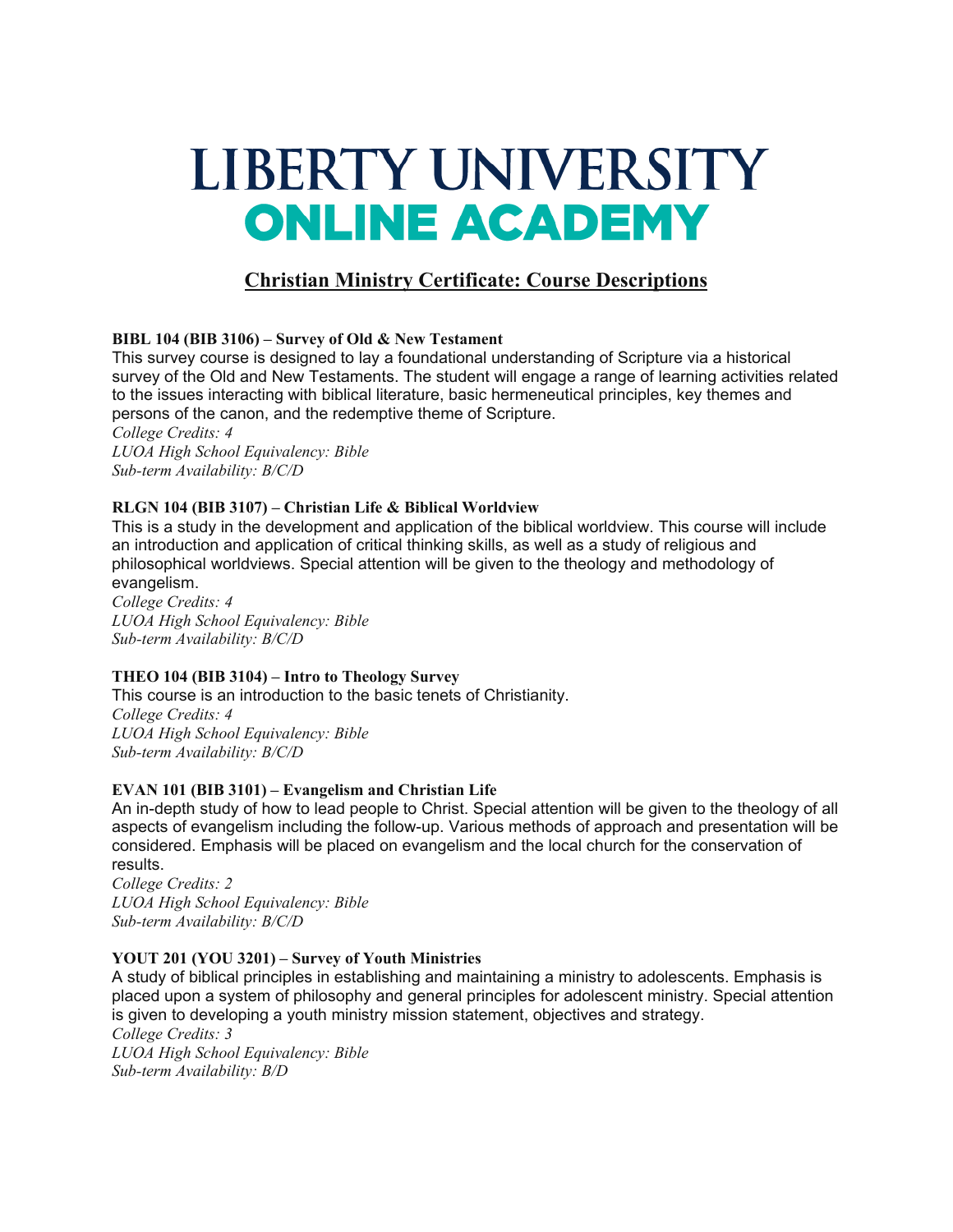# LIBERTY UNIVERSITY
# ONLINE ACADEMY

## Christian Ministry Certificate: Course Descriptions

**BIBL 104 (BIB 3106) – Survey of Old & New Testament**

This survey course is designed to lay a foundational understanding of Scripture via a historical survey of the Old and New Testaments. The student will engage a range of learning activities related to the issues interacting with biblical literature, basic hermeneutical principles, key themes and persons of the canon, and the redemptive theme of Scripture.

*College Credits: 4*
*LUOA High School Equivalency: Bible*
*Sub-term Availability: B/C/D*

**RLGN 104 (BIB 3107) – Christian Life & Biblical Worldview**

This is a study in the development and application of the biblical worldview. This course will include an introduction and application of critical thinking skills, as well as a study of religious and philosophical worldviews. Special attention will be given to the theology and methodology of evangelism.

*College Credits: 4*
*LUOA High School Equivalency: Bible*
*Sub-term Availability: B/C/D*

**THEO 104 (BIB 3104) – Intro to Theology Survey**

This course is an introduction to the basic tenets of Christianity.

*College Credits: 4*
*LUOA High School Equivalency: Bible*
*Sub-term Availability: B/C/D*

**EVAN 101 (BIB 3101) – Evangelism and Christian Life**

An in-depth study of how to lead people to Christ. Special attention will be given to the theology of all aspects of evangelism including the follow-up. Various methods of approach and presentation will be considered. Emphasis will be placed on evangelism and the local church for the conservation of results.

*College Credits: 2*
*LUOA High School Equivalency: Bible*
*Sub-term Availability: B/C/D*

**YOUT 201 (YOU 3201) – Survey of Youth Ministries**

A study of biblical principles in establishing and maintaining a ministry to adolescents. Emphasis is placed upon a system of philosophy and general principles for adolescent ministry. Special attention is given to developing a youth ministry mission statement, objectives and strategy.

*College Credits: 3*
*LUOA High School Equivalency: Bible*
*Sub-term Availability: B/D*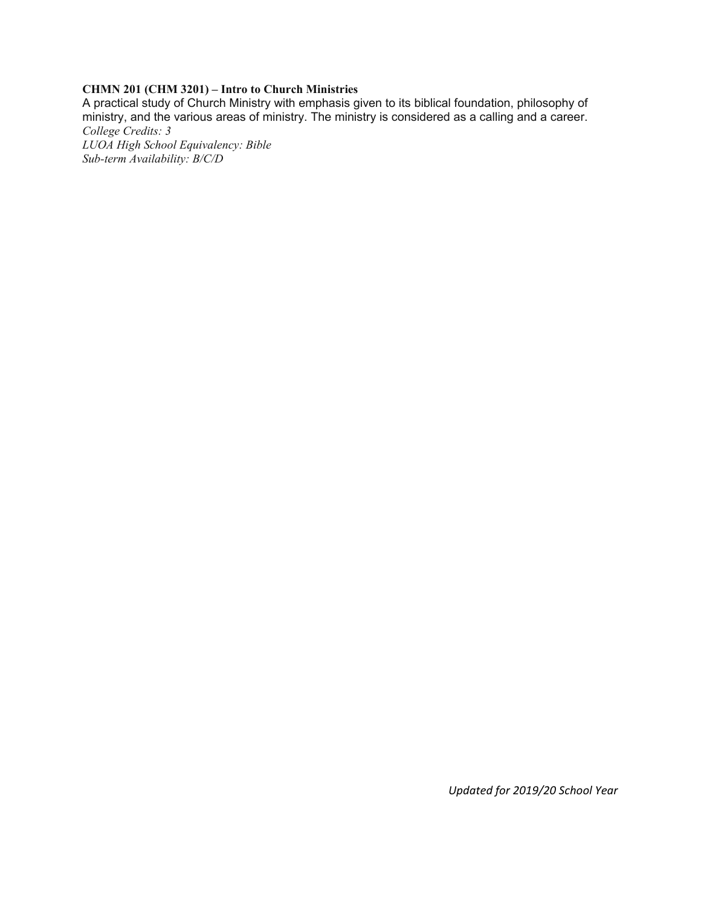**CHMN 201 (CHM 3201) – Intro to Church Ministries**

A practical study of Church Ministry with emphasis given to its biblical foundation, philosophy of ministry, and the various areas of ministry. The ministry is considered as a calling and a career.

*College Credits: 3*

*LUOA High School Equivalency: Bible*

*Sub-term Availability: B/C/D*